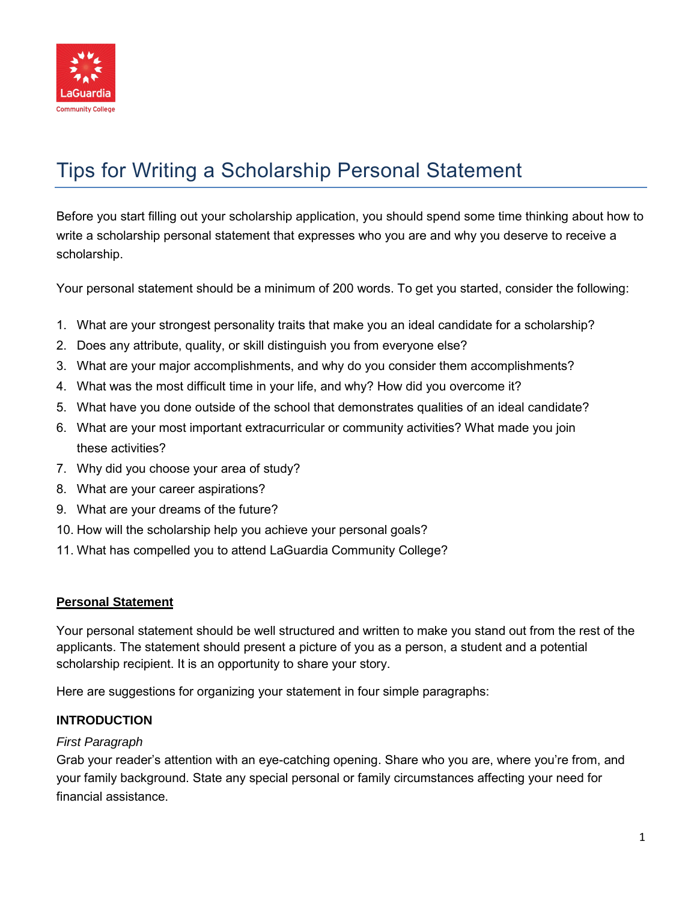# Tips for Writing a Scholarship Personal Statement

Before you start filling out your scholarship application, you should spend some time thinking about how to write a scholarship personal statement that expresses who you are and why you deserve to receive a scholarship.

Your personal statement should be a minimum of 200 words. To get you started, consider the following:

1. What are your strongest personality traits that make you an ideal candidate for a scholarship?
2. Does any attribute, quality, or skill distinguish you from everyone else?
3. What are your major accomplishments, and why do you consider them accomplishments?
4. What was the most difficult time in your life, and why? How did you overcome it?
5. What have you done outside of the school that demonstrates qualities of an ideal candidate?
6. What are your most important extracurricular or community activities? What made you join these activities?
7. Why did you choose your area of study?
8. What are your career aspirations?
9. What are your dreams of the future?
10. How will the scholarship help you achieve your personal goals?
11. What has compelled you to attend LaGuardia Community College?

## Personal Statement

Your personal statement should be well structured and written to make you stand out from the rest of the applicants. The statement should present a picture of you as a person, a student and a potential scholarship recipient. It is an opportunity to share your story.

Here are suggestions for organizing your statement in four simple paragraphs:

### INTRODUCTION

*First Paragraph*

Grab your reader's attention with an eye-catching opening. Share who you are, where you're from, and your family background. State any special personal or family circumstances affecting your need for financial assistance.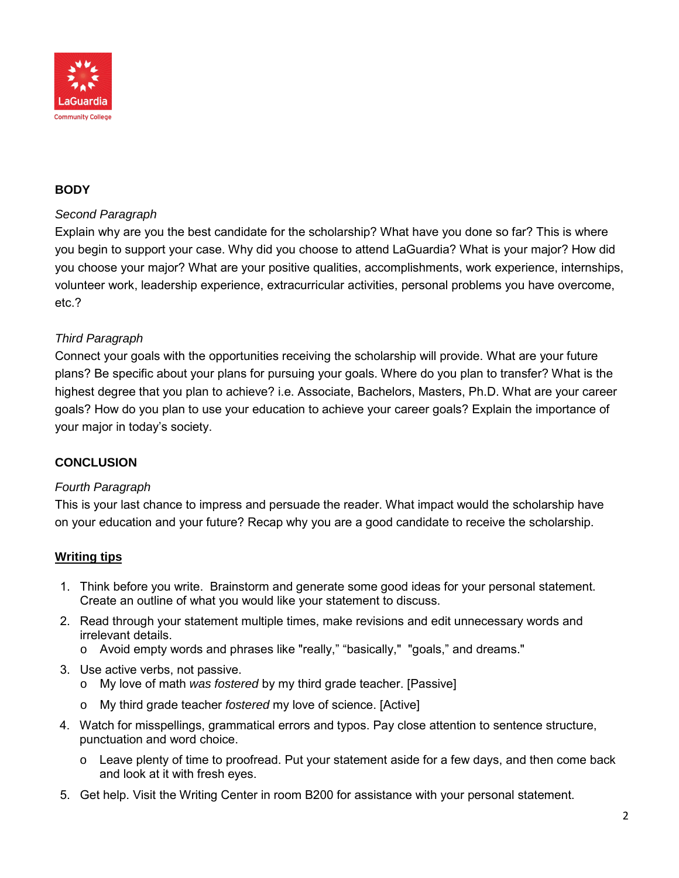## BODY

*Second Paragraph*

Explain why are you the best candidate for the scholarship? What have you done so far? This is where you begin to support your case. Why did you choose to attend LaGuardia? What is your major? How did you choose your major? What are your positive qualities, accomplishments, work experience, internships, volunteer work, leadership experience, extracurricular activities, personal problems you have overcome, etc.?

*Third Paragraph*

Connect your goals with the opportunities receiving the scholarship will provide. What are your future plans? Be specific about your plans for pursuing your goals. Where do you plan to transfer? What is the highest degree that you plan to achieve? i.e. Associate, Bachelors, Masters, Ph.D. What are your career goals? How do you plan to use your education to achieve your career goals? Explain the importance of your major in today's society.

## CONCLUSION

*Fourth Paragraph*

This is your last chance to impress and persuade the reader. What impact would the scholarship have on your education and your future? Recap why you are a good candidate to receive the scholarship.

### Writing tips

1. Think before you write. Brainstorm and generate some good ideas for your personal statement. Create an outline of what you would like your statement to discuss.
2. Read through your statement multiple times, make revisions and edit unnecessary words and irrelevant details.
   - Avoid empty words and phrases like "really," "basically," "goals," and dreams."
3. Use active verbs, not passive.
   - My love of math *was fostered* by my third grade teacher. [Passive]
   - My third grade teacher *fostered* my love of science. [Active]
4. Watch for misspellings, grammatical errors and typos. Pay close attention to sentence structure, punctuation and word choice.
   - Leave plenty of time to proofread. Put your statement aside for a few days, and then come back and look at it with fresh eyes.
5. Get help. Visit the Writing Center in room B200 for assistance with your personal statement.